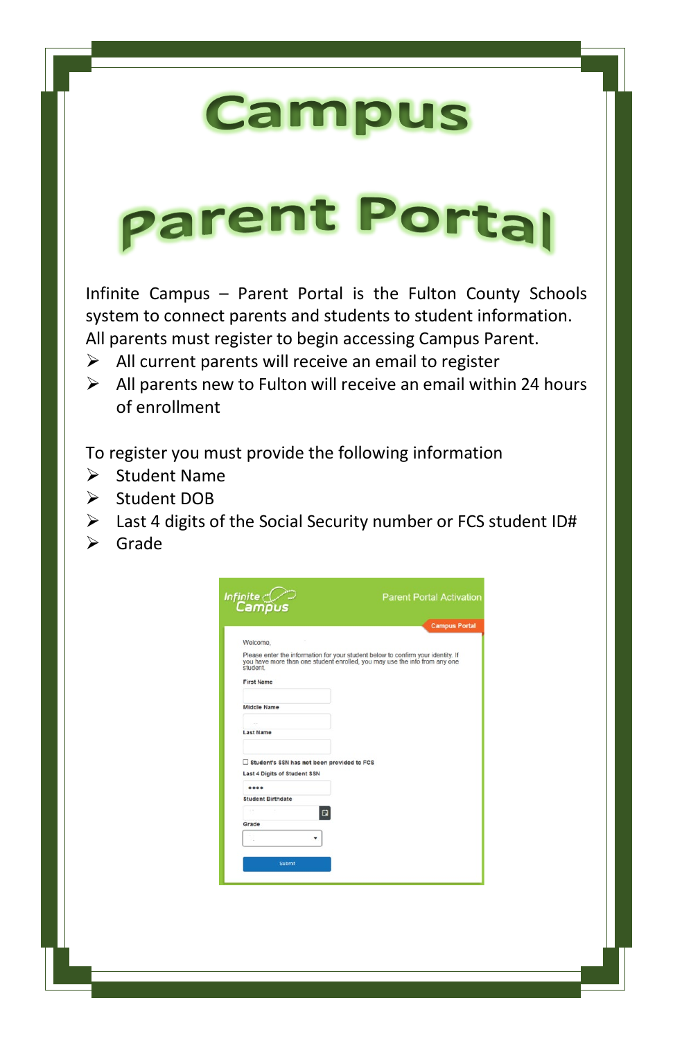# Campus Parent Portal

Infinite Campus – Parent Portal is the Fulton County Schools system to connect parents and students to student information. All parents must register to begin accessing Campus Parent.

- All current parents will receive an email to register
- All parents new to Fulton will receive an email within 24 hours of enrollment

To register you must provide the following information

- Student Name
- Student DOB
- Last 4 digits of the Social Security number or FCS student ID#
- Grade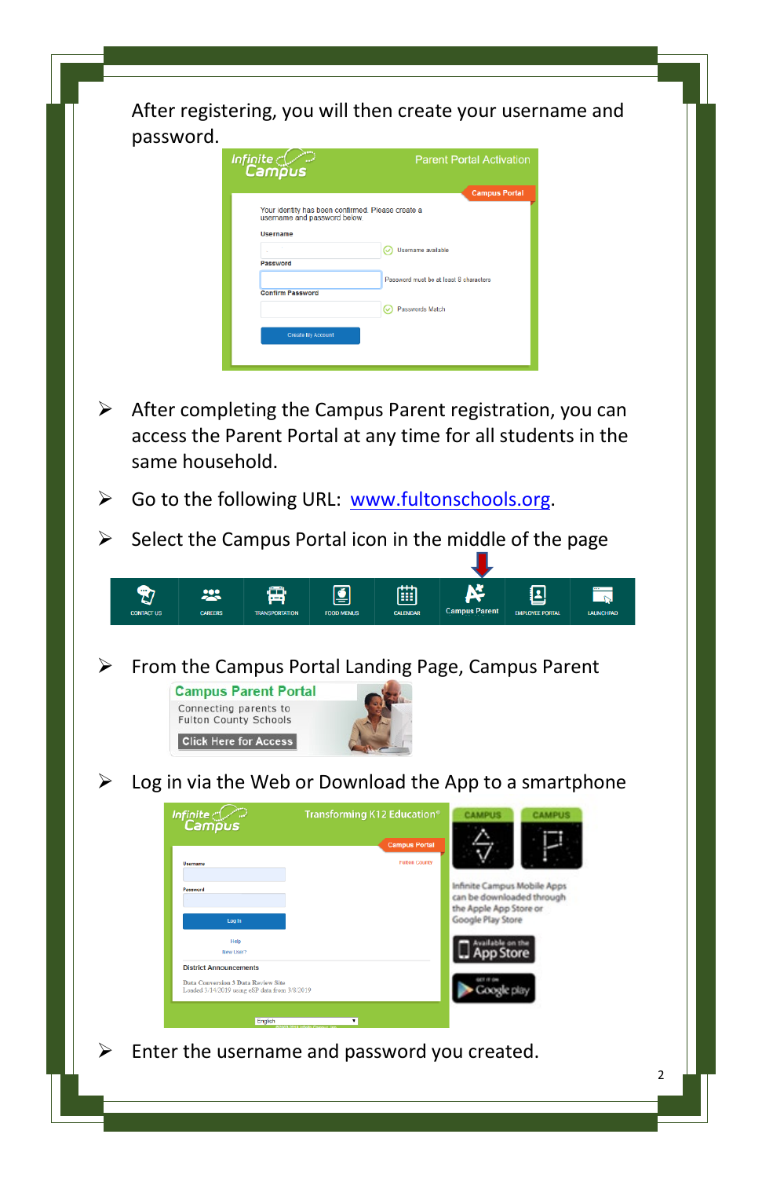After registering, you will then create your username and password.

- After completing the Campus Parent registration, you can access the Parent Portal at any time for all students in the same household.
- Go to the following URL: www.fultonschools.org.
- Select the Campus Portal icon in the middle of the page
- From the Campus Portal Landing Page, Campus Parent
- Log in via the Web or Download the App to a smartphone
- Enter the username and password you created.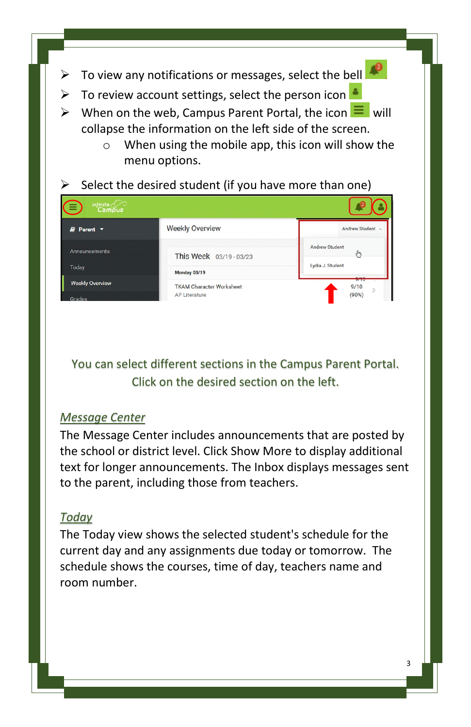- To view any notifications or messages, select the bell
- To review account settings, select the person icon
- When on the web, Campus Parent Portal, the icon will collapse the information on the left side of the screen.
  - When using the mobile app, this icon will show the menu options.
- Select the desired student (if you have more than one)

You can select different sections in the Campus Parent Portal. Click on the desired section on the left.

## *Message Center*

The Message Center includes announcements that are posted by the school or district level. Click Show More to display additional text for longer announcements. The Inbox displays messages sent to the parent, including those from teachers.

## *Today*

The Today view shows the selected student's schedule for the current day and any assignments due today or tomorrow. The schedule shows the courses, time of day, teachers name and room number.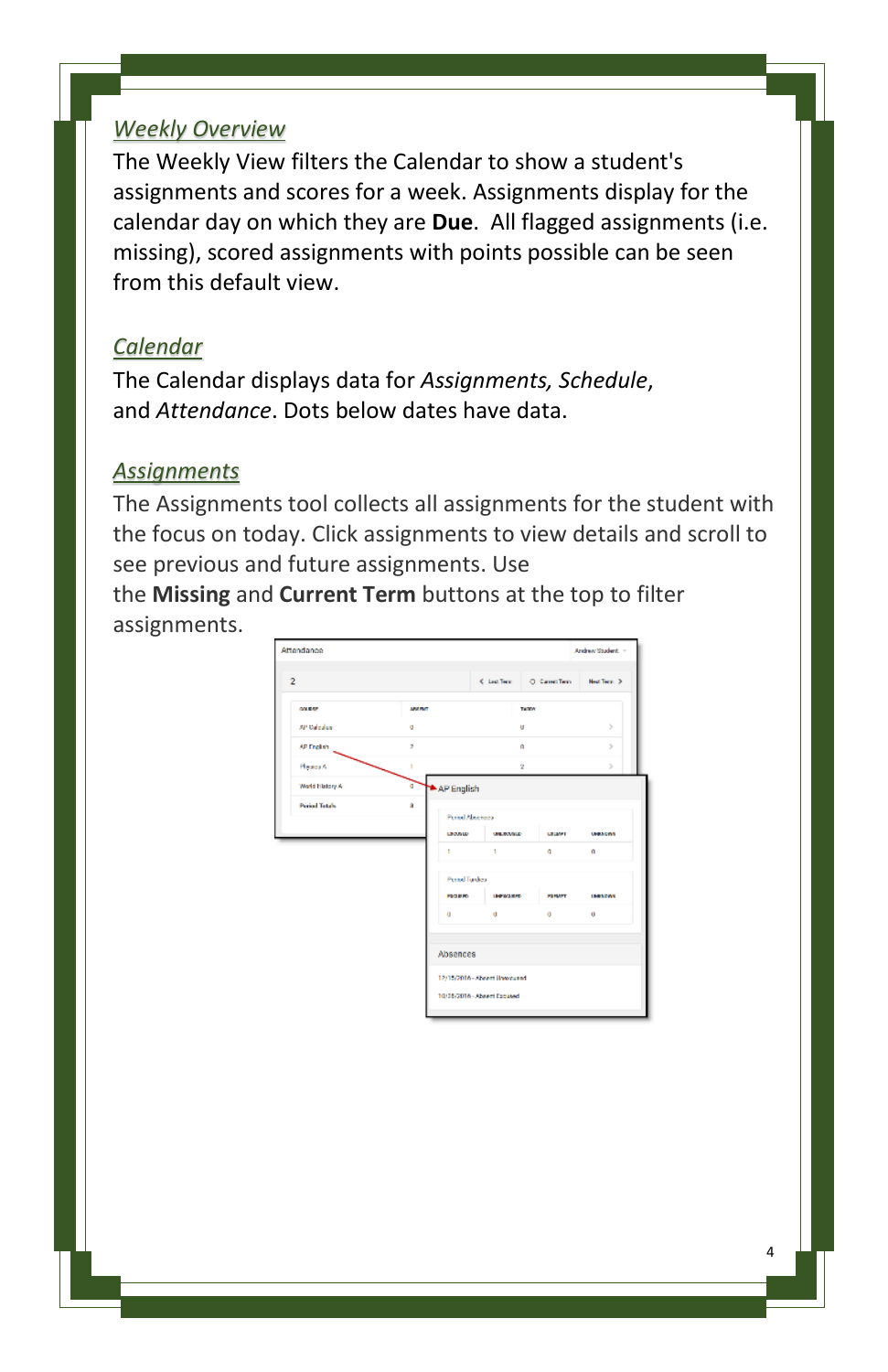## *Weekly Overview*

The Weekly View filters the Calendar to show a student's assignments and scores for a week. Assignments display for the calendar day on which they are **Due**. All flagged assignments (i.e. missing), scored assignments with points possible can be seen from this default view.

## *Calendar*

The Calendar displays data for *Assignments, Schedule*, and *Attendance*. Dots below dates have data.

## *Assignments*

The Assignments tool collects all assignments for the student with the focus on today. Click assignments to view details and scroll to see previous and future assignments. Use the **Missing** and **Current Term** buttons at the top to filter assignments.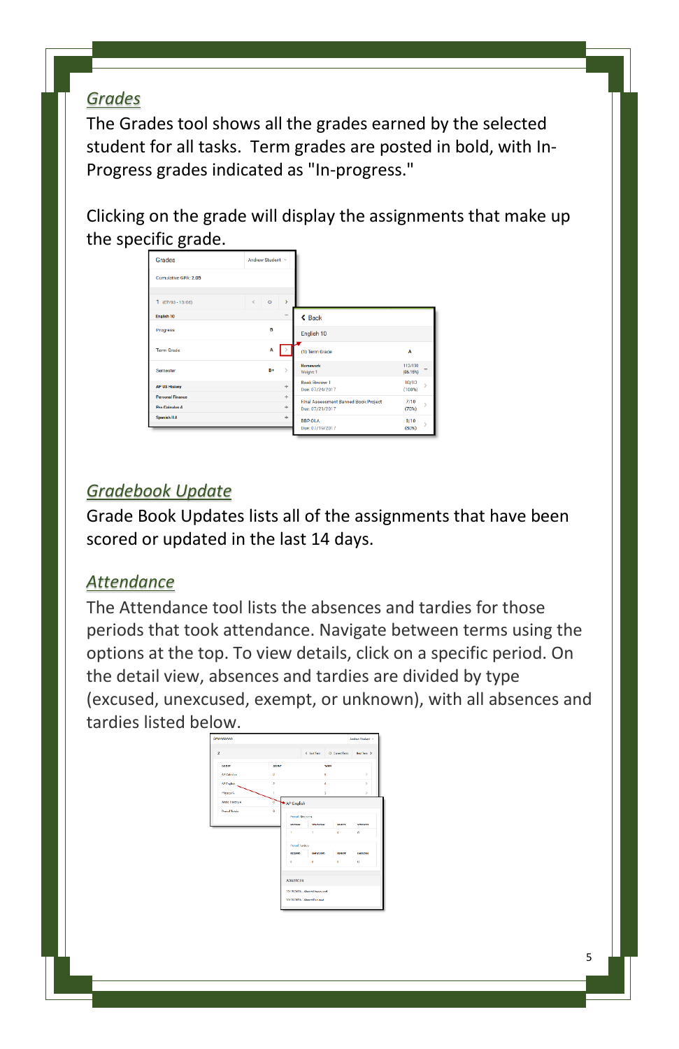## *Grades*

The Grades tool shows all the grades earned by the selected student for all tasks. Term grades are posted in bold, with In-Progress grades indicated as "In-progress."

Clicking on the grade will display the assignments that make up the specific grade.

## *Gradebook Update*

Grade Book Updates lists all of the assignments that have been scored or updated in the last 14 days.

## *Attendance*

The Attendance tool lists the absences and tardies for those periods that took attendance. Navigate between terms using the options at the top. To view details, click on a specific period. On the detail view, absences and tardies are divided by type (excused, unexcused, exempt, or unknown), with all absences and tardies listed below.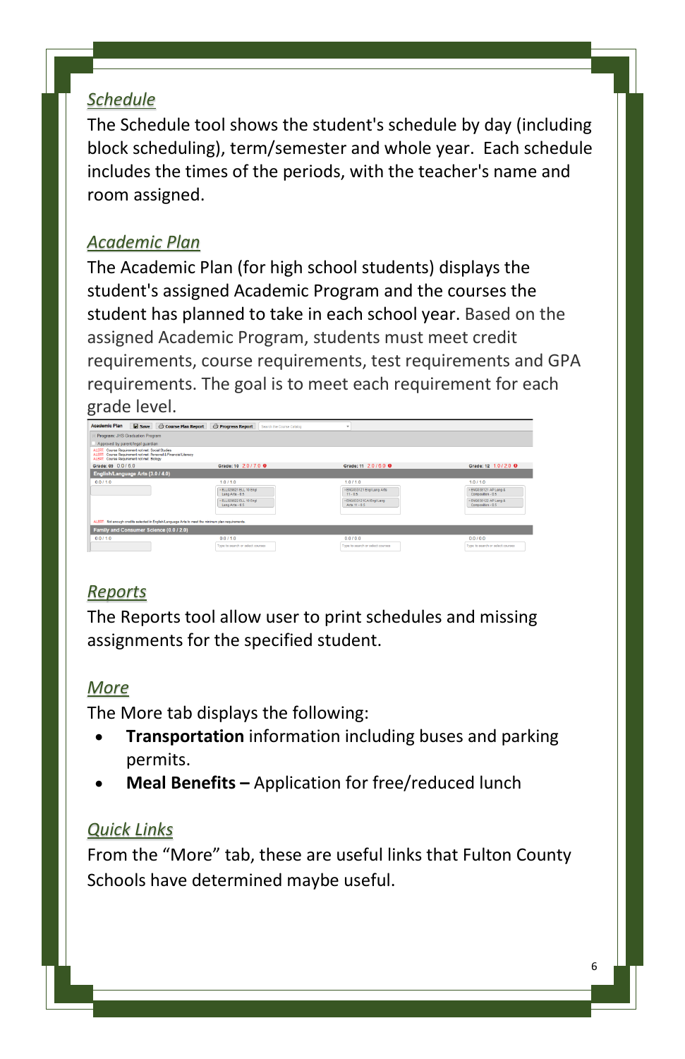## *Schedule*

The Schedule tool shows the student's schedule by day (including block scheduling), term/semester and whole year. Each schedule includes the times of the periods, with the teacher's name and room assigned.

## *Academic Plan*

The Academic Plan (for high school students) displays the student's assigned Academic Program and the courses the student has planned to take in each school year. Based on the assigned Academic Program, students must meet credit requirements, course requirements, test requirements and GPA requirements. The goal is to meet each requirement for each grade level.

## *Reports*

The Reports tool allow user to print schedules and missing assignments for the specified student.

## *More*

The More tab displays the following:

- **Transportation** information including buses and parking permits.
- **Meal Benefits –** Application for free/reduced lunch

## *Quick Links*

From the "More" tab, these are useful links that Fulton County Schools have determined maybe useful.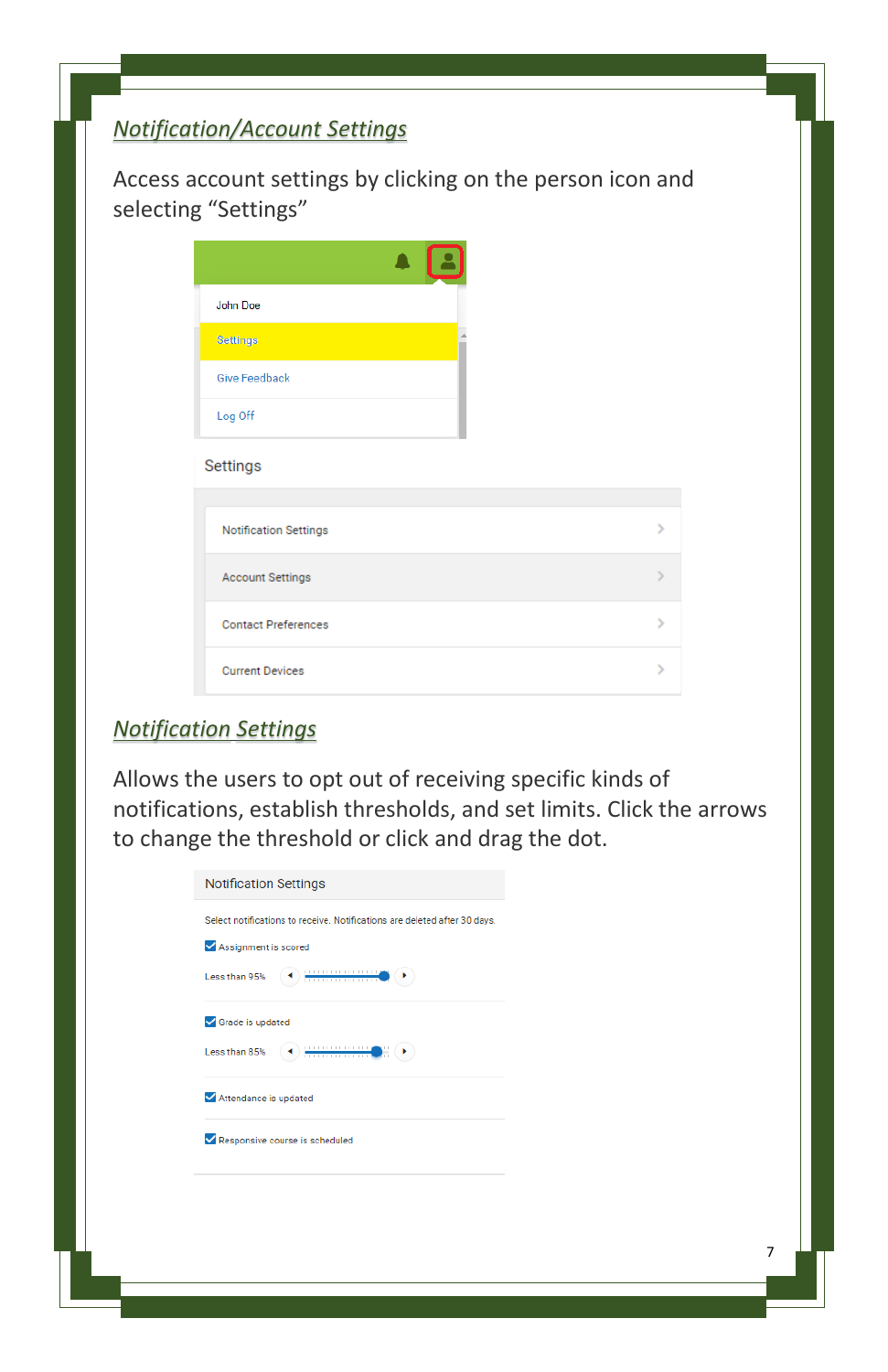## Notification/Account Settings

Access account settings by clicking on the person icon and selecting "Settings"

John Doe

Settings

Give Feedback

Log Off

Settings

Notification Settings

Account Settings

Contact Preferences

Current Devices

## Notification Settings

Allows the users to opt out of receiving specific kinds of notifications, establish thresholds, and set limits. Click the arrows to change the threshold or click and drag the dot.

Notification Settings

Select notifications to receive. Notifications are deleted after 30 days.

- [x] Assignment is scored

Less than 95%

- [x] Grade is updated

Less than 85%

- [x] Attendance is updated
- [x] Responsive course is scheduled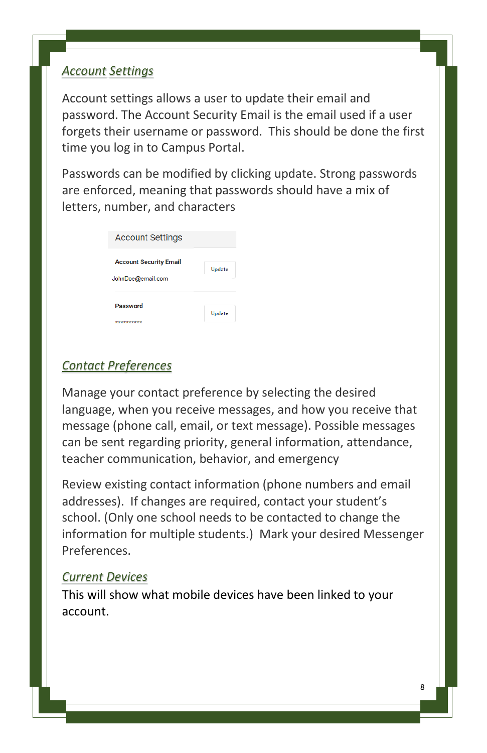## *Account Settings*

Account settings allows a user to update their email and password. The Account Security Email is the email used if a user forgets their username or password.  This should be done the first time you log in to Campus Portal.

Passwords can be modified by clicking update. Strong passwords are enforced, meaning that passwords should have a mix of letters, number, and characters

Account Settings

**Account Security Email**
JohnDoe@email.com
Update

**Password**
*********
Update

## *Contact Preferences*

Manage your contact preference by selecting the desired language, when you receive messages, and how you receive that message (phone call, email, or text message). Possible messages can be sent regarding priority, general information, attendance, teacher communication, behavior, and emergency

Review existing contact information (phone numbers and email addresses).  If changes are required, contact your student's school. (Only one school needs to be contacted to change the information for multiple students.)  Mark your desired Messenger Preferences.

## *Current Devices*

This will show what mobile devices have been linked to your account.